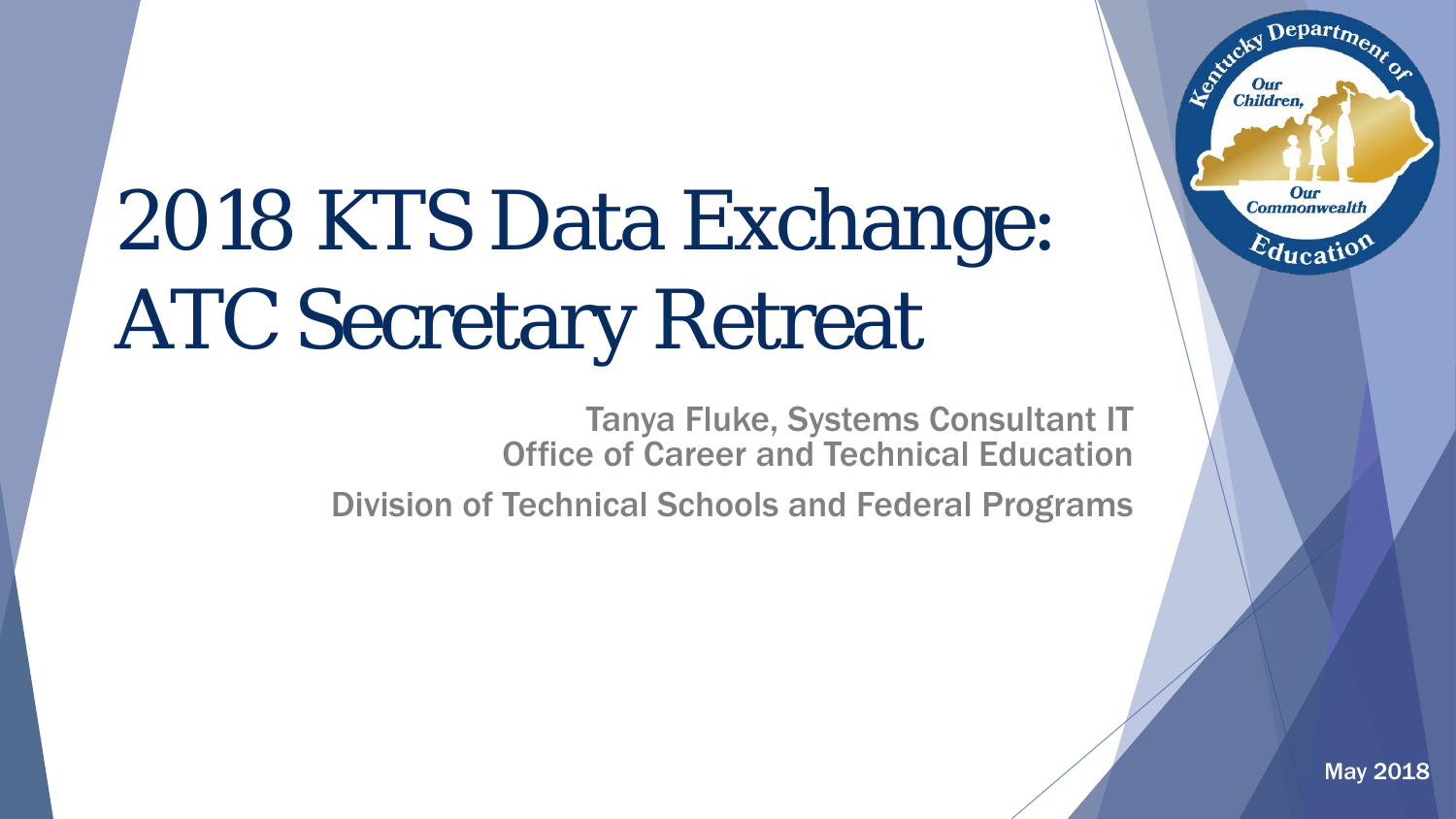# 2018 KTS Data Exchange: ATC Secretary Retreat

Tanya Fluke, Systems Consultant IT
Office of Career and Technical Education

Division of Technical Schools and Federal Programs

May 2018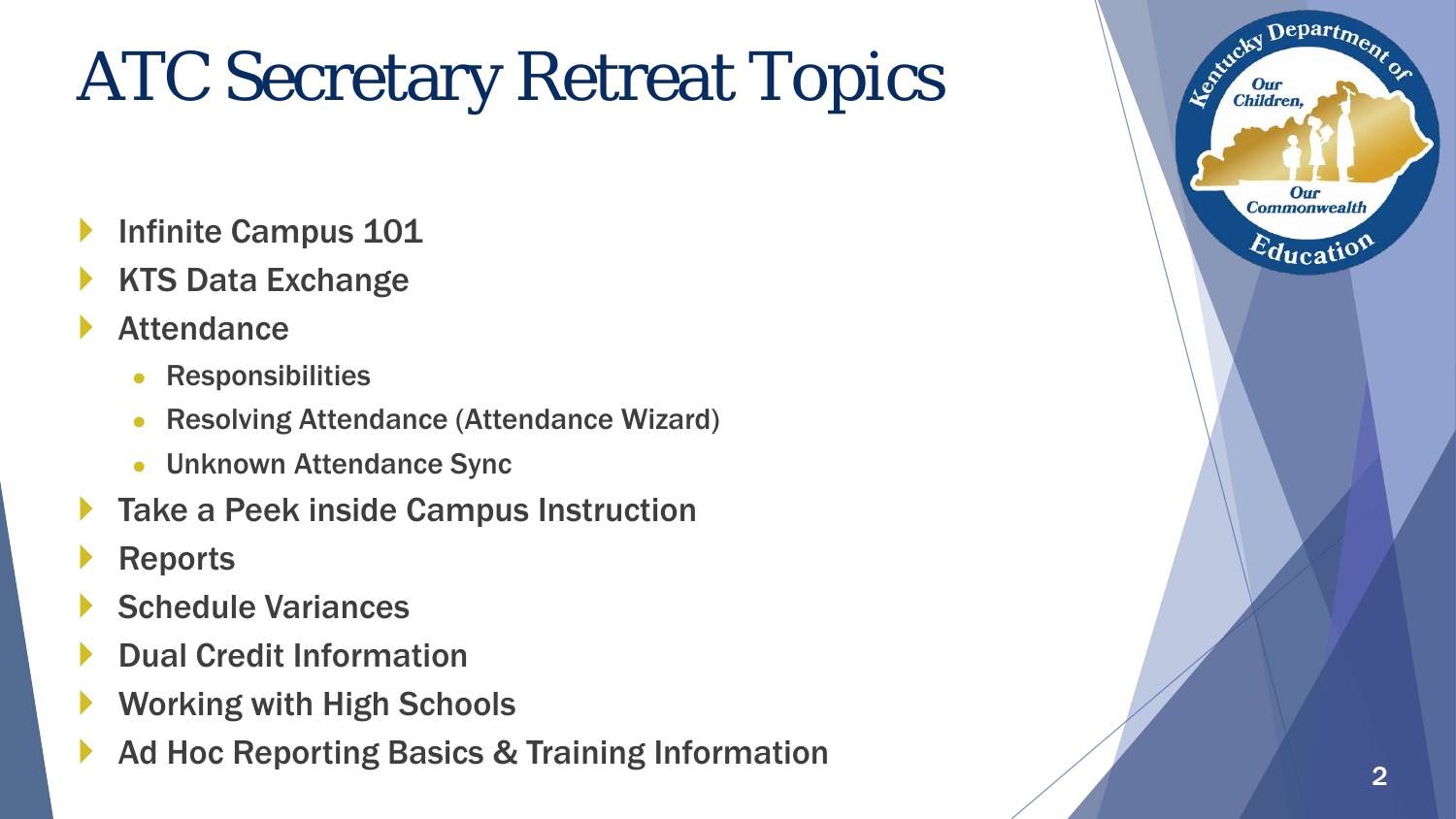# ATC Secretary Retreat Topics

- Infinite Campus 101
- KTS Data Exchange
- Attendance
  - Responsibilities
  - Resolving Attendance (Attendance Wizard)
  - Unknown Attendance Sync
- Take a Peek inside Campus Instruction
- Reports
- Schedule Variances
- Dual Credit Information
- Working with High Schools
- Ad Hoc Reporting Basics & Training Information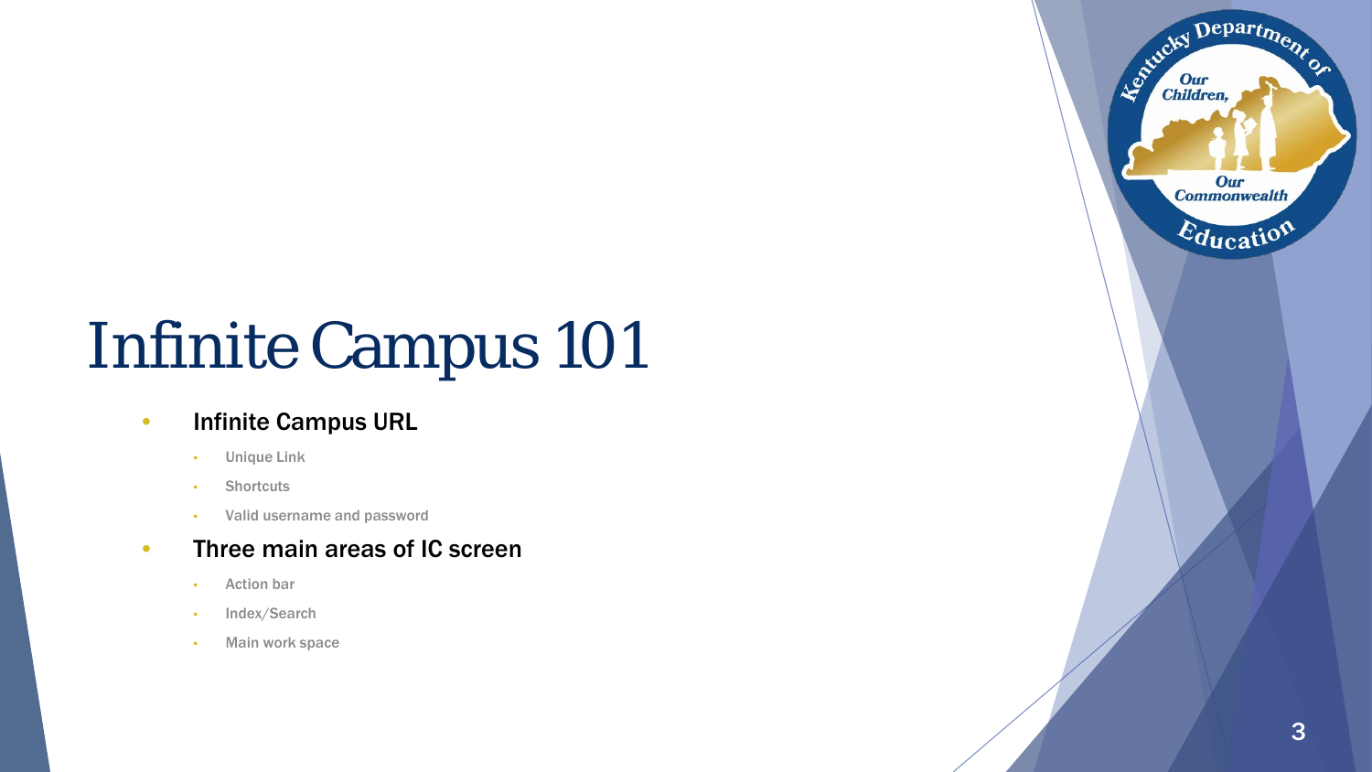# Infinite Campus 101

- Infinite Campus URL
  - Unique Link
  - Shortcuts
  - Valid username and password
- Three main areas of IC screen
  - Action bar
  - Index/Search
  - Main work space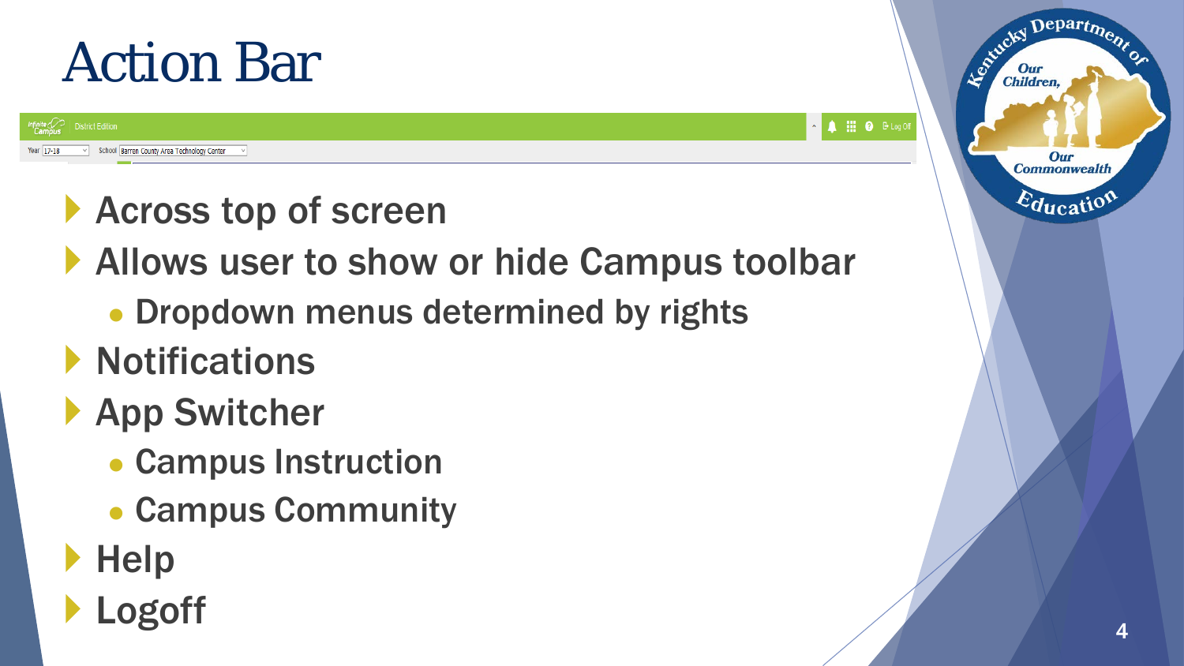# Action Bar

- Across top of screen
- Allows user to show or hide Campus toolbar
  - Dropdown menus determined by rights
- Notifications
- App Switcher
  - Campus Instruction
  - Campus Community
- Help
- Logoff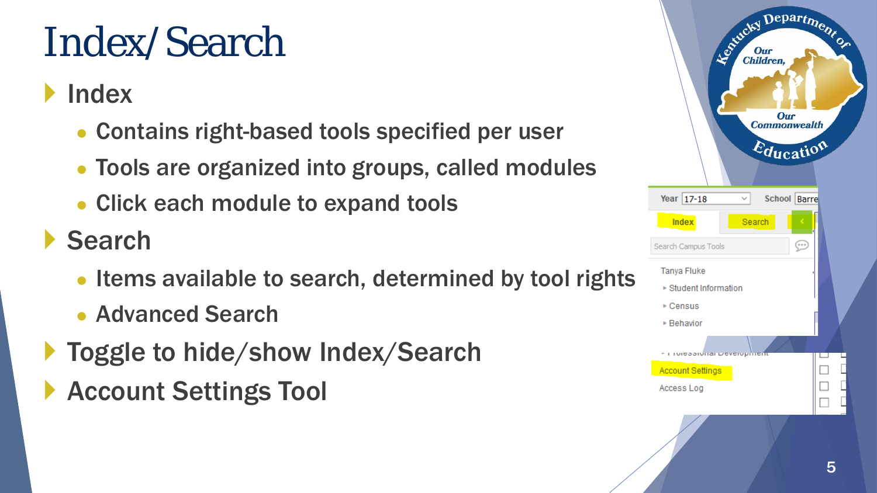# Index/ Search

- Index
  - Contains right-based tools specified per user
  - Tools are organized into groups, called modules
  - Click each module to expand tools
- Search
  - Items available to search, determined by tool rights
  - Advanced Search
- Toggle to hide/show Index/Search
- Account Settings Tool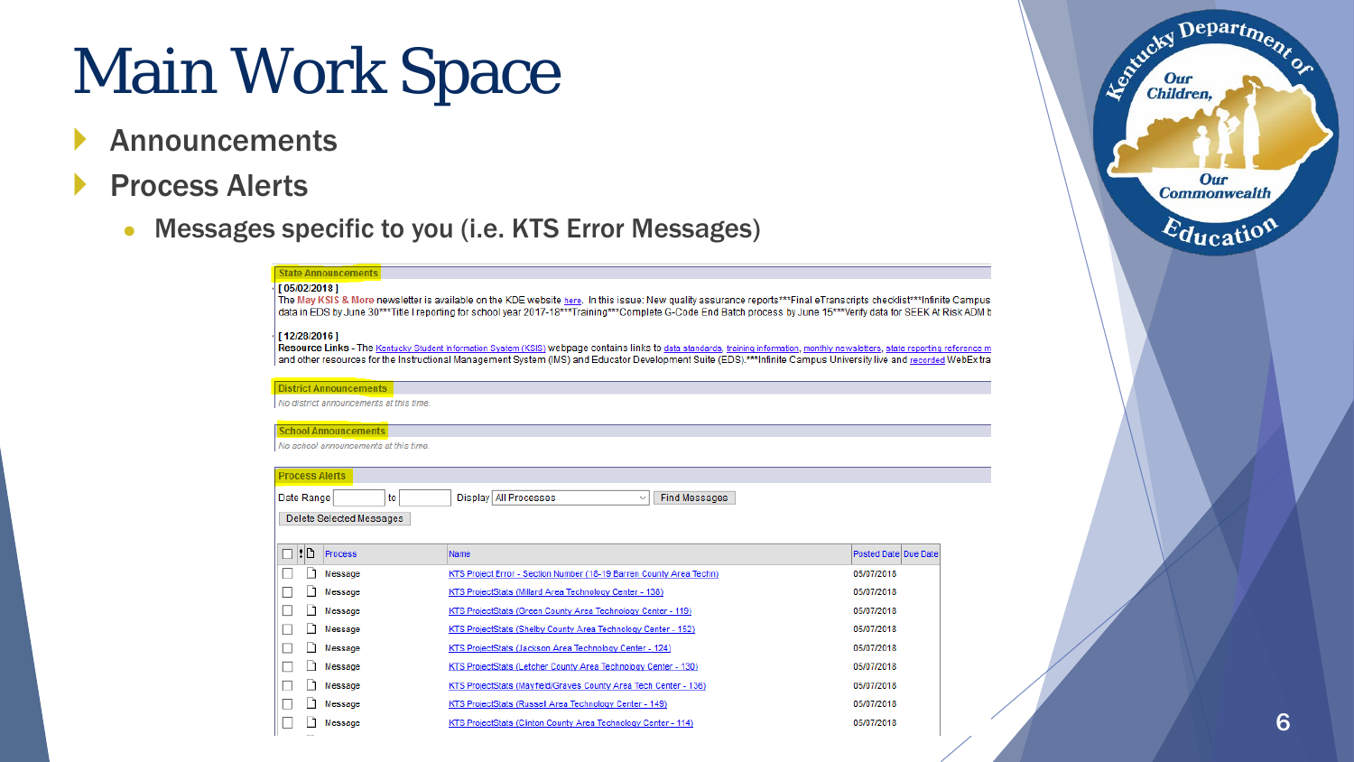# Main Work Space

- Announcements
- Process Alerts
  - Messages specific to you (i.e. KTS Error Messages)

**State Announcements**

[ 05/02/2018 ]
The May KSIS & More newsletter is available on the KDE website here. In this issue: New quality assurance reports***Final eTranscripts checklist***Infinite Campus data in EDS by June 30***Title I reporting for school year 2017-18***Training***Complete G-Code End Batch process by June 15***Verify data for SEEK At Risk ADM b

[ 12/28/2016 ]
Resource Links - The Kentucky Student Information System (KSIS) webpage contains links to data standards, training information, monthly newsletters, state reporting reference m and other resources for the Instructional Management System (IMS) and Educator Development Suite (EDS).***Infinite Campus University live and recorded WebEx tra

**District Announcements**

No district announcements at this time.

**School Announcements**

No school announcements at this time.

**Process Alerts**

Date Range [ ] to [ ] Display [All Processes] [Find Messages]

[Delete Selected Messages]

| Process | Name | Posted Date | Due Date |
|---|---|---|---|
| Message | KTS Project Error - Section Number (18-19 Barren County Area Techn) | 05/07/2018 | |
| Message | KTS ProjectStats (Millard Area Technology Center - 138) | 05/07/2018 | |
| Message | KTS ProjectStats (Green County Area Technology Center - 119) | 05/07/2018 | |
| Message | KTS ProjectStats (Shelby County Area Technology Center - 152) | 05/07/2018 | |
| Message | KTS ProjectStats (Jackson Area Technology Center - 124) | 05/07/2018 | |
| Message | KTS ProjectStats (Letcher County Area Technology Center - 130) | 05/07/2018 | |
| Message | KTS ProjectStats (Mayfield/Graves County Area Tech Center - 136) | 05/07/2018 | |
| Message | KTS ProjectStats (Russell Area Technology Center - 149) | 05/07/2018 | |
| Message | KTS ProjectStats (Clinton County Area Technology Center - 114) | 05/07/2018 | |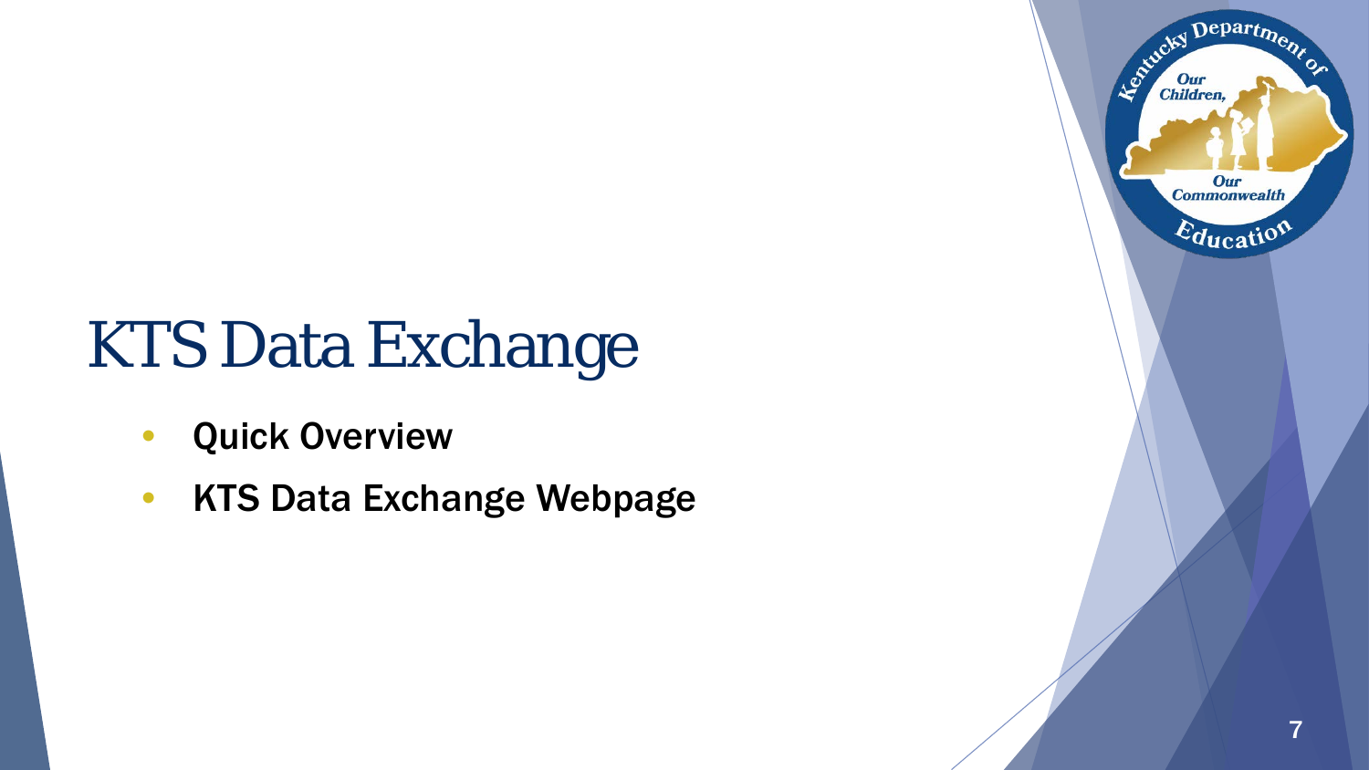# KTS Data Exchange

- Quick Overview
- KTS Data Exchange Webpage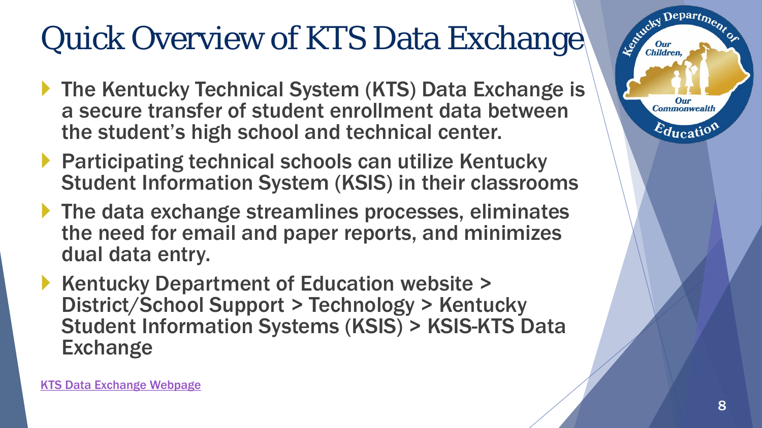# Quick Overview of KTS Data Exchange

- The Kentucky Technical System (KTS) Data Exchange is a secure transfer of student enrollment data between the student's high school and technical center.
- Participating technical schools can utilize Kentucky Student Information System (KSIS) in their classrooms
- The data exchange streamlines processes, eliminates the need for email and paper reports, and minimizes dual data entry.
- Kentucky Department of Education website > District/School Support > Technology > Kentucky Student Information Systems (KSIS) > KSIS-KTS Data Exchange

KTS Data Exchange Webpage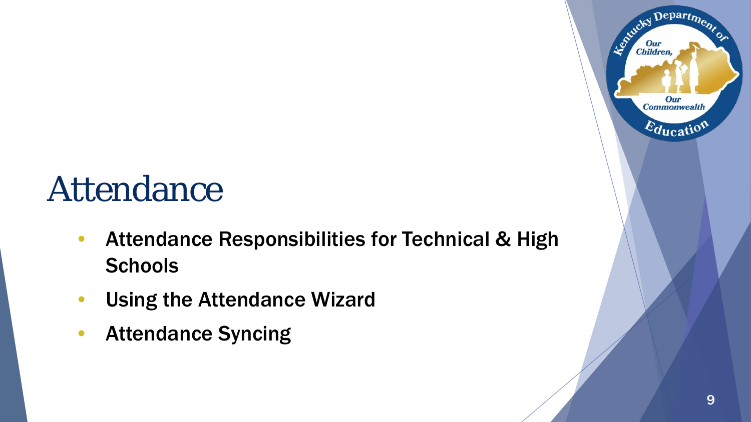# Attendance

- Attendance Responsibilities for Technical & High Schools
- Using the Attendance Wizard
- Attendance Syncing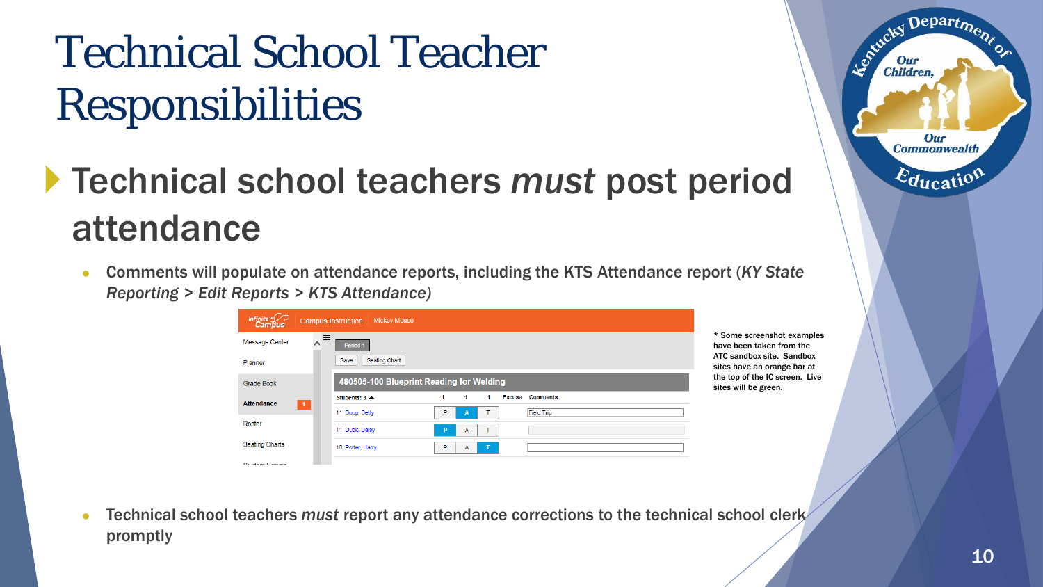# Technical School Teacher Responsibilities

## Technical school teachers *must* post period attendance

- Comments will populate on attendance reports, including the KTS Attendance report (*KY State Reporting > Edit Reports > KTS Attendance)*

\* Some screenshot examples have been taken from the ATC sandbox site. Sandbox sites have an orange bar at the top of the IC screen. Live sites will be green.

- Technical school teachers *must* report any attendance corrections to the technical school clerk promptly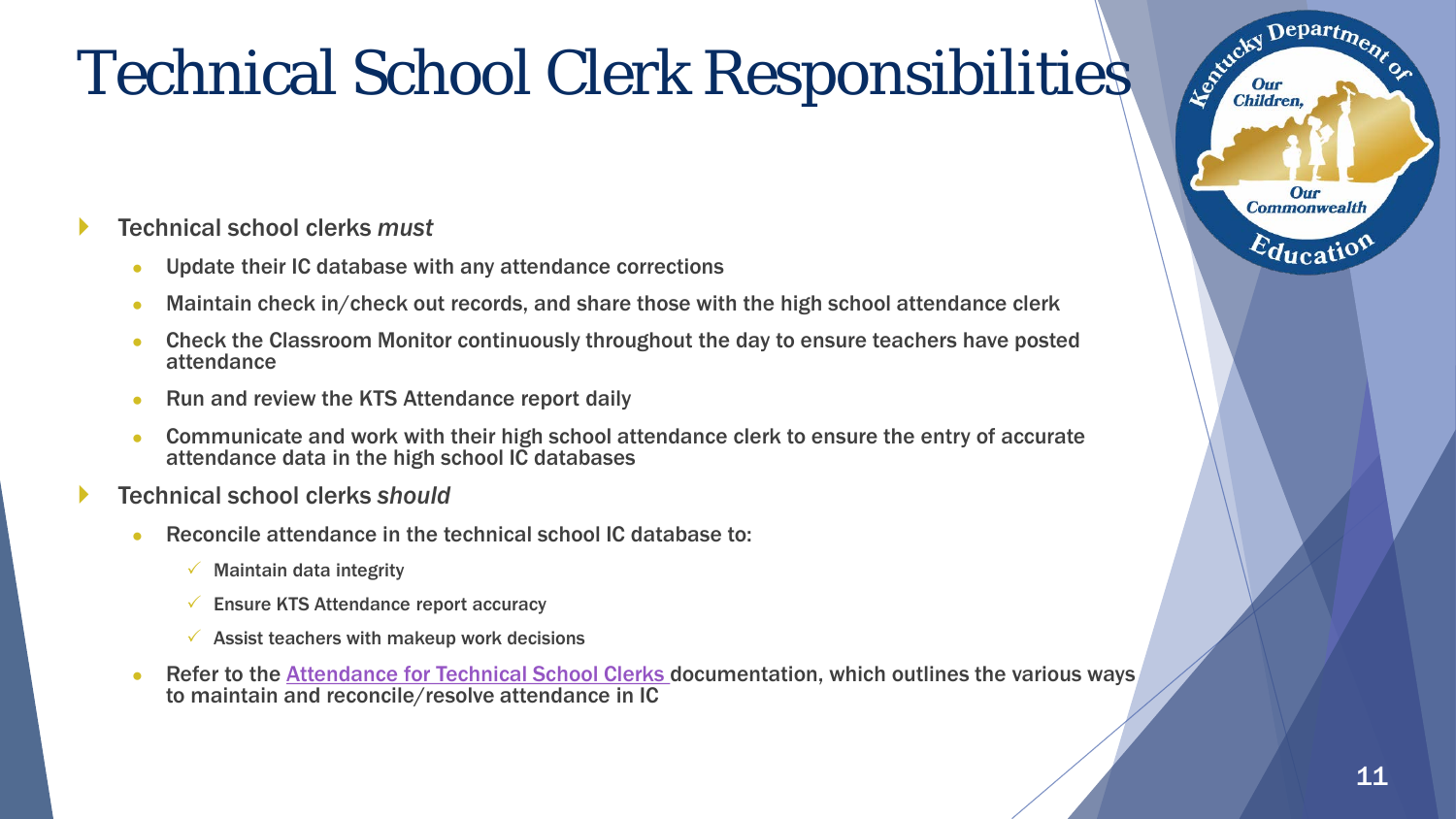# Technical School Clerk Responsibilities

- Technical school clerks *must*
  - Update their IC database with any attendance corrections
  - Maintain check in/check out records, and share those with the high school attendance clerk
  - Check the Classroom Monitor continuously throughout the day to ensure teachers have posted attendance
  - Run and review the KTS Attendance report daily
  - Communicate and work with their high school attendance clerk to ensure the entry of accurate attendance data in the high school IC databases
- Technical school clerks *should*
  - Reconcile attendance in the technical school IC database to:
    - ✓ Maintain data integrity
    - ✓ Ensure KTS Attendance report accuracy
    - ✓ Assist teachers with makeup work decisions
  - Refer to the Attendance for Technical School Clerks documentation, which outlines the various ways to maintain and reconcile/resolve attendance in IC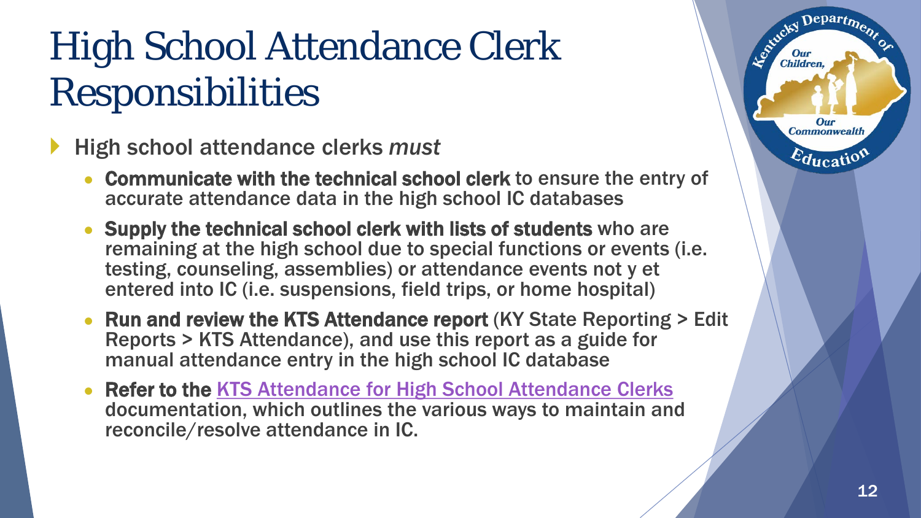# High School Attendance Clerk Responsibilities

- High school attendance clerks *must*
  - **Communicate with the technical school clerk** to ensure the entry of accurate attendance data in the high school IC databases
  - **Supply the technical school clerk with lists of students** who are remaining at the high school due to special functions or events (i.e. testing, counseling, assemblies) or attendance events not y et entered into IC (i.e. suspensions, field trips, or home hospital)
  - **Run and review the KTS Attendance report** (KY State Reporting > Edit Reports > KTS Attendance), and use this report as a guide for manual attendance entry in the high school IC database
  - **Refer to the** KTS Attendance for High School Attendance Clerks documentation, which outlines the various ways to maintain and reconcile/resolve attendance in IC.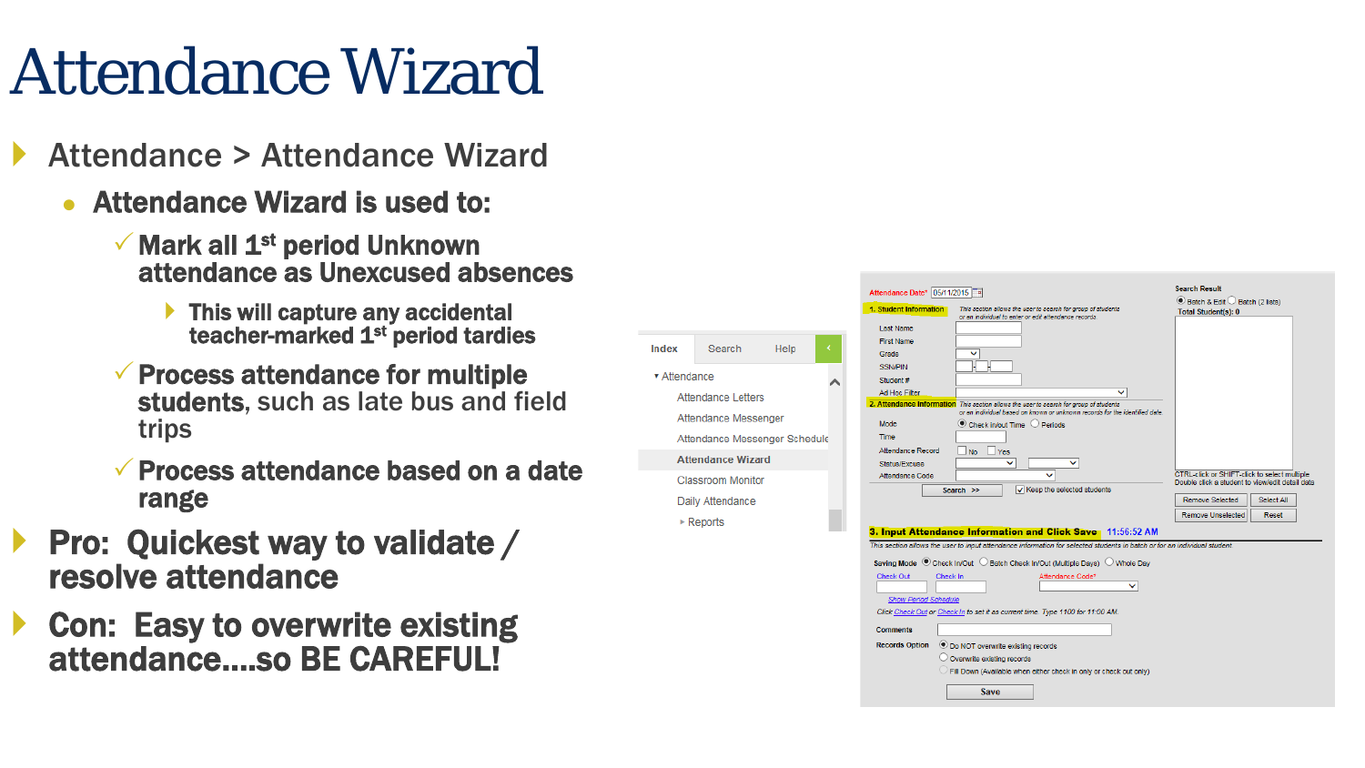# Attendance Wizard

- Attendance > Attendance Wizard
  - **Attendance Wizard is used to:**
    - **Mark all 1st period Unknown attendance as Unexcused absences**
      - **This will capture any accidental teacher-marked 1st period tardies**
    - **Process attendance for multiple students**, such as late bus and field trips
    - **Process attendance based on a date range**
- **Pro: Quickest way to validate / resolve attendance**
- **Con: Easy to overwrite existing attendance....so BE CAREFUL!**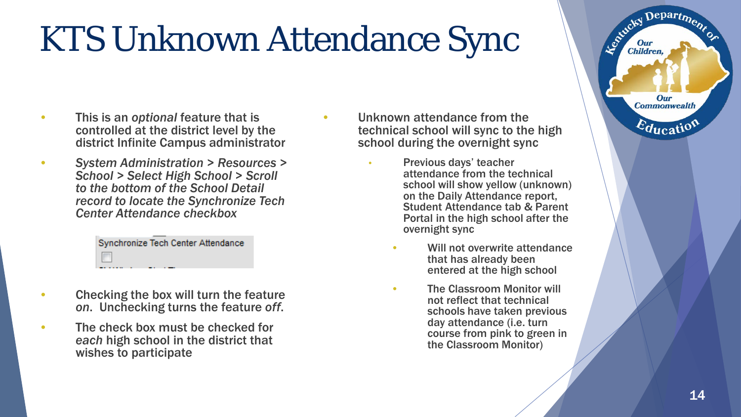# KTS Unknown Attendance Sync

- This is an *optional* feature that is controlled at the district level by the district Infinite Campus administrator
- *System Administration > Resources > School > Select High School > Scroll to the bottom of the School Detail record to locate the Synchronize Tech Center Attendance checkbox*

Synchronize Tech Center Attendance

- Checking the box will turn the feature *on*. Unchecking turns the feature *off*.
- The check box must be checked for *each* high school in the district that wishes to participate

- Unknown attendance from the technical school will sync to the high school during the overnight sync
  - Previous days' teacher attendance from the technical school will show yellow (unknown) on the Daily Attendance report, Student Attendance tab & Parent Portal in the high school after the overnight sync
    - Will not overwrite attendance that has already been entered at the high school
    - The Classroom Monitor will not reflect that technical schools have taken previous day attendance (i.e. turn course from pink to green in the Classroom Monitor)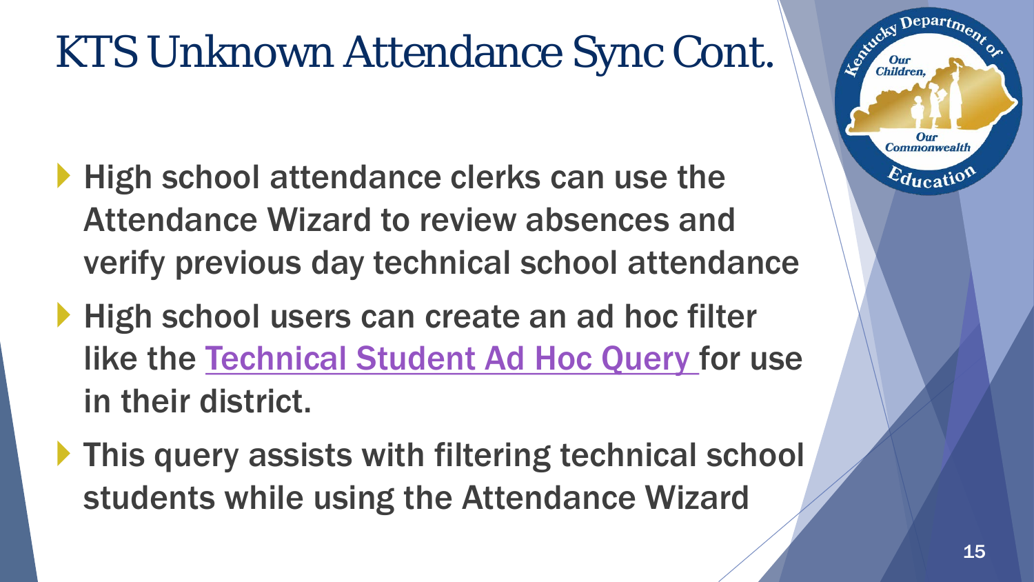# KTS Unknown Attendance Sync Cont.

- High school attendance clerks can use the Attendance Wizard to review absences and verify previous day technical school attendance
- High school users can create an ad hoc filter like the Technical Student Ad Hoc Query for use in their district.
- This query assists with filtering technical school students while using the Attendance Wizard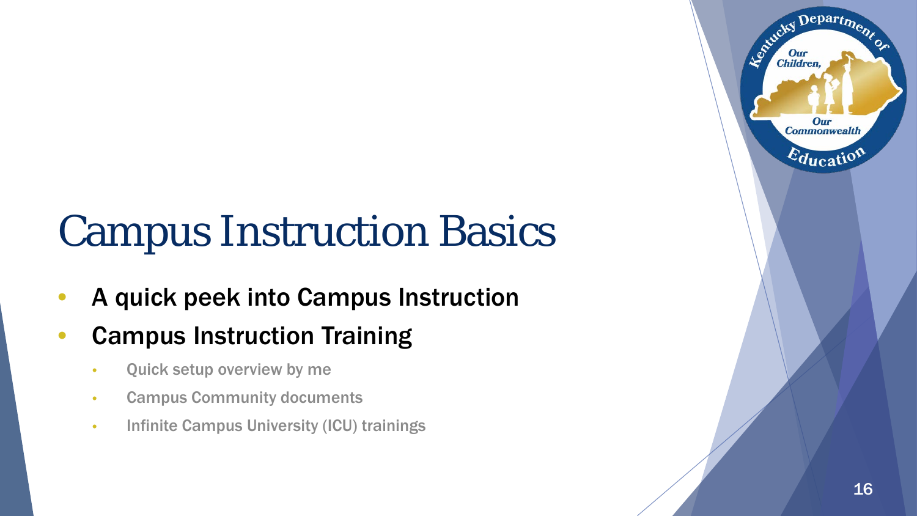# Campus Instruction Basics

- A quick peek into Campus Instruction
- Campus Instruction Training
  - Quick setup overview by me
  - Campus Community documents
  - Infinite Campus University (ICU) trainings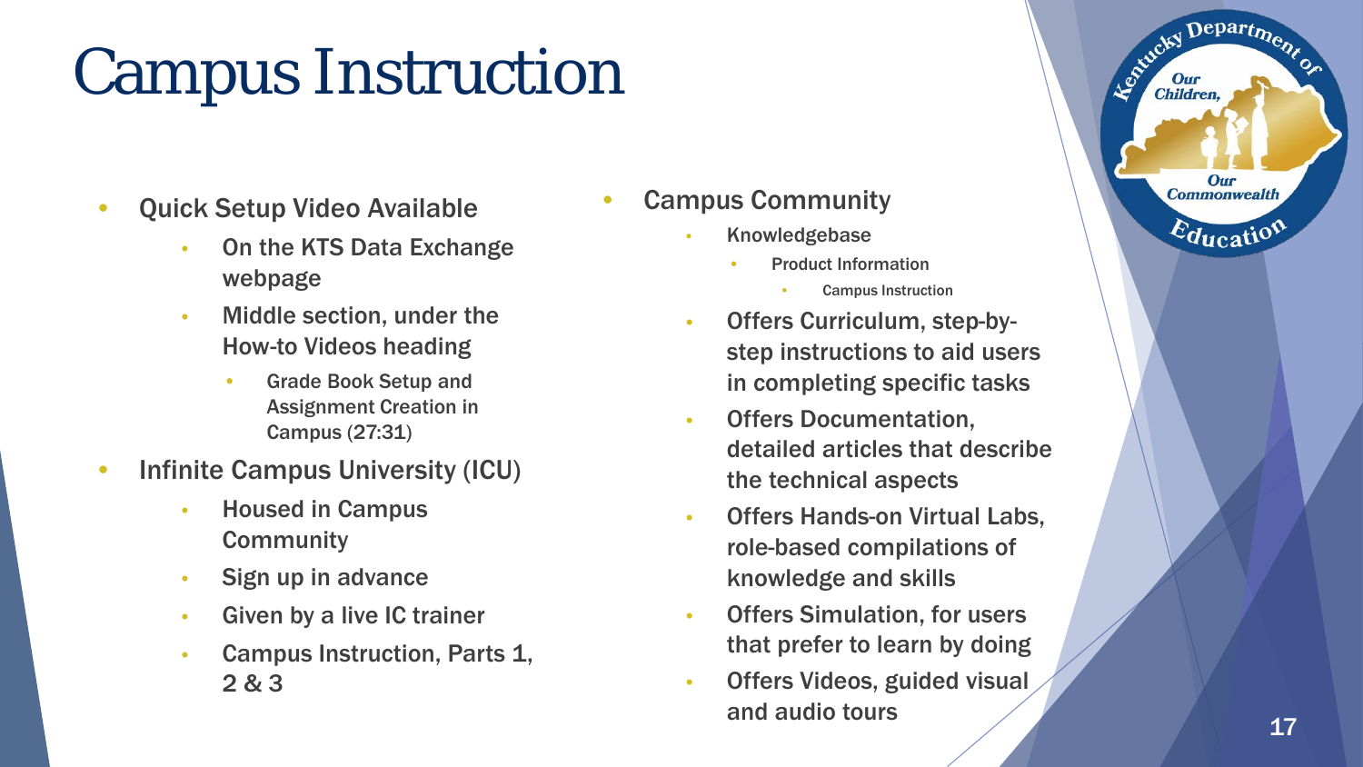# Campus Instruction

- Quick Setup Video Available
  - On the KTS Data Exchange webpage
  - Middle section, under the How-to Videos heading
    - Grade Book Setup and Assignment Creation in Campus (27:31)
- Infinite Campus University (ICU)
  - Housed in Campus Community
  - Sign up in advance
  - Given by a live IC trainer
  - Campus Instruction, Parts 1, 2 & 3

- Campus Community
  - Knowledgebase
    - Product Information
      - Campus Instruction
  - Offers Curriculum, step-by-step instructions to aid users in completing specific tasks
  - Offers Documentation, detailed articles that describe the technical aspects
  - Offers Hands-on Virtual Labs, role-based compilations of knowledge and skills
  - Offers Simulation, for users that prefer to learn by doing
  - Offers Videos, guided visual and audio tours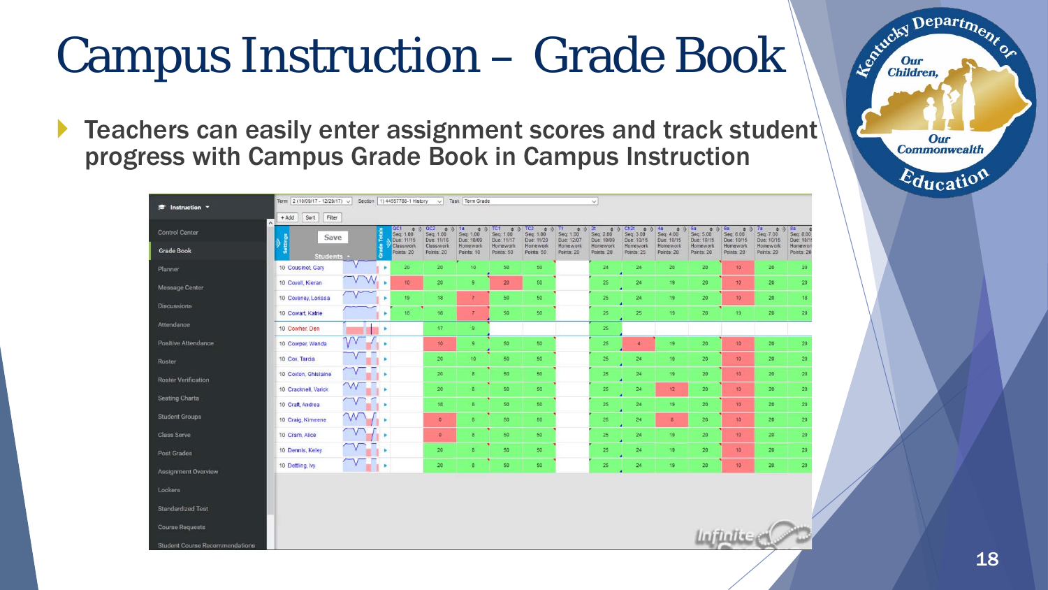# Campus Instruction – Grade Book

- **Teachers can easily enter assignment scores and track student progress with Campus Grade Book in Campus Instruction**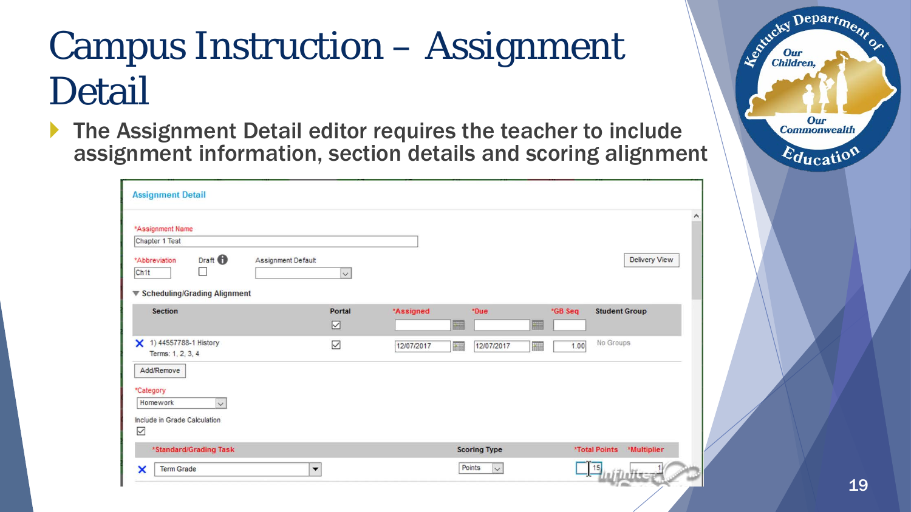# Campus Instruction – Assignment Detail

- The Assignment Detail editor requires the teacher to include assignment information, section details and scoring alignment

**Assignment Detail**

*Assignment Name: Chapter 1 Test

*Abbreviation: Ch1t | Draft ☐ | Assignment Default | Delivery View

▼ Scheduling/Grading Alignment

| | Section | Portal | *Assigned | *Due | *GB Seq | Student Group |
|---|---|---|---|---|---|---|
| | | ☑ | | | | |
| X | 1) 44557788-1 History<br>Terms: 1, 2, 3, 4 | ☑ | 12/07/2017 | 12/07/2017 | 1.00 | No Groups |

Add/Remove

*Category: Homework

Include in Grade Calculation ☑

| | *Standard/Grading Task | Scoring Type | *Total Points | *Multiplier |
|---|---|---|---|---|
| X | Term Grade | Points | 15 | 1 |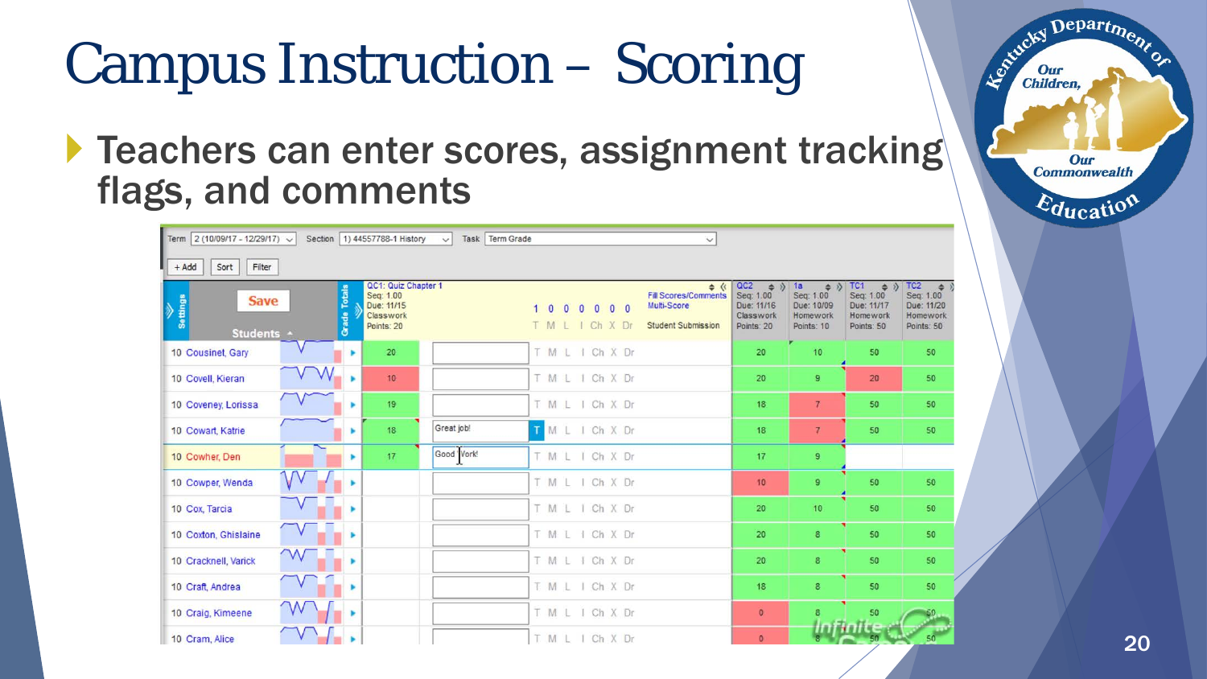# Campus Instruction – Scoring

- Teachers can enter scores, assignment tracking flags, and comments

Term: 2 (10/09/17 - 12/29/17) | Section: 1) 44557788-1 History | Task: Term Grade

| Students | QC1: Quiz Chapter 1 (Seq: 1.00, Due: 11/15, Classwork, Points: 20) | Comments | Flags (T M L I Ch X Dr) | QC2 (Seq: 1.00, Due: 11/16, Classwork, Points: 20) | 1a (Seq: 1.00, Due: 10/09, Homework, Points: 10) | TC1 (Seq: 1.00, Due: 11/17, Homework, Points: 50) | TC2 (Seq: 1.00, Due: 11/20, Homework, Points: 50) |
|---|---|---|---|---|---|---|---|
| 10 Cousinet, Gary | 20 | | T M L I Ch X Dr | 20 | 10 | 50 | 50 |
| 10 Covell, Kieran | 10 | | T M L I Ch X Dr | 20 | 9 | 20 | 50 |
| 10 Coveney, Lorissa | 19 | | T M L I Ch X Dr | 18 | 7 | 50 | 50 |
| 10 Cowart, Katrie | 18 | Great job! | T M L I Ch X Dr | 18 | 7 | 50 | 50 |
| 10 Cowher, Den | 17 | Good Work! | T M L I Ch X Dr | 17 | 9 | | |
| 10 Cowper, Wenda | | | T M L I Ch X Dr | 10 | 9 | 50 | 50 |
| 10 Cox, Tarcia | | | T M L I Ch X Dr | 20 | 10 | 50 | 50 |
| 10 Coxton, Ghislaine | | | T M L I Ch X Dr | 20 | 8 | 50 | 50 |
| 10 Cracknell, Varick | | | T M L I Ch X Dr | 20 | 8 | 50 | 50 |
| 10 Craft, Andrea | | | T M L I Ch X Dr | 18 | 8 | 50 | 50 |
| 10 Craig, Kimeene | | | T M L I Ch X Dr | 0 | 8 | 50 | 50 |
| 10 Cram, Alice | | | T M L I Ch X Dr | 0 | 8 | 50 | 50 |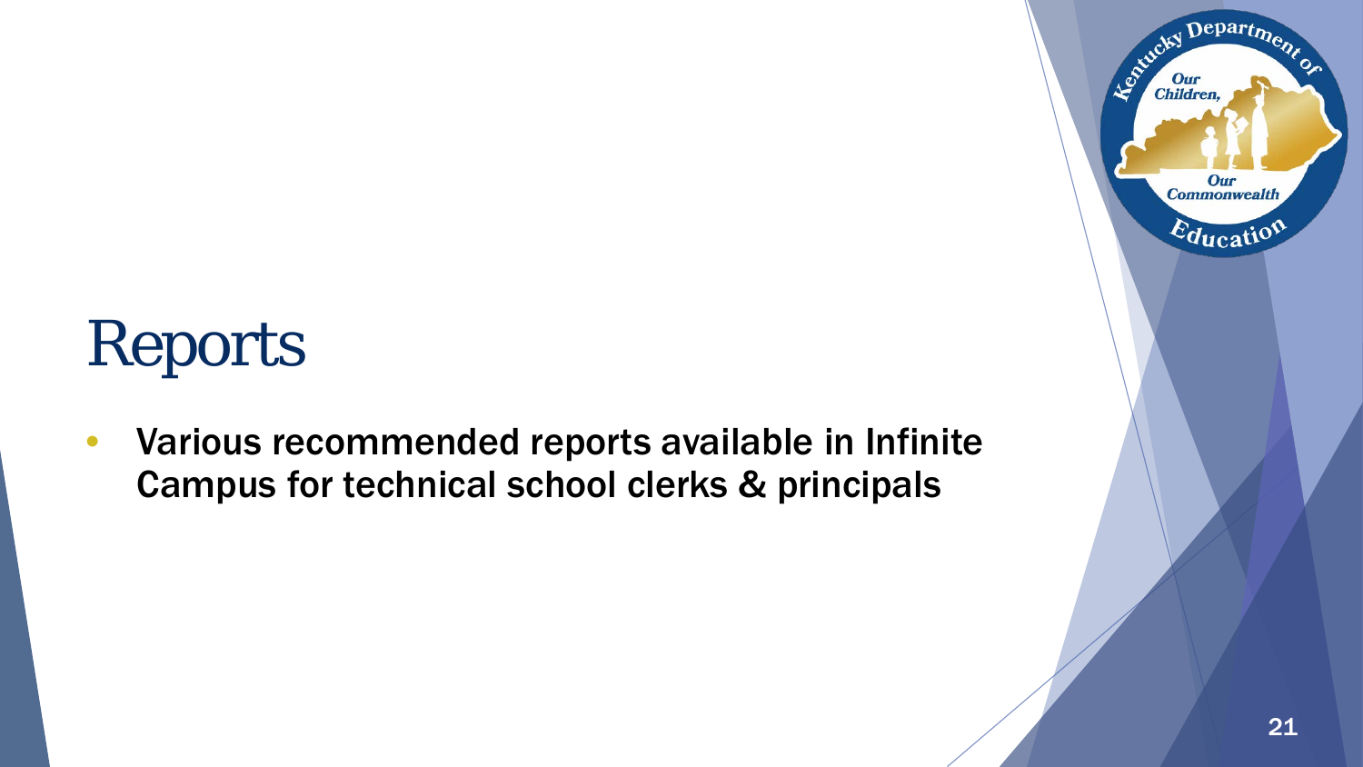# Reports

- Various recommended reports available in Infinite Campus for technical school clerks & principals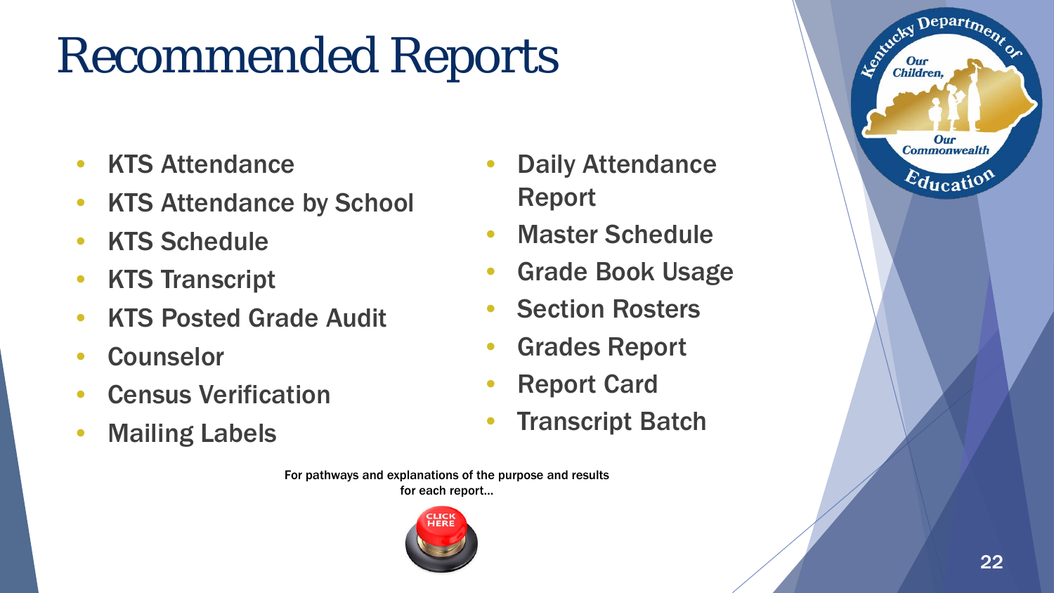# Recommended Reports

- KTS Attendance
- KTS Attendance by School
- KTS Schedule
- KTS Transcript
- KTS Posted Grade Audit
- Counselor
- Census Verification
- Mailing Labels
- Daily Attendance Report
- Master Schedule
- Grade Book Usage
- Section Rosters
- Grades Report
- Report Card
- Transcript Batch

For pathways and explanations of the purpose and results for each report…

CLICK HERE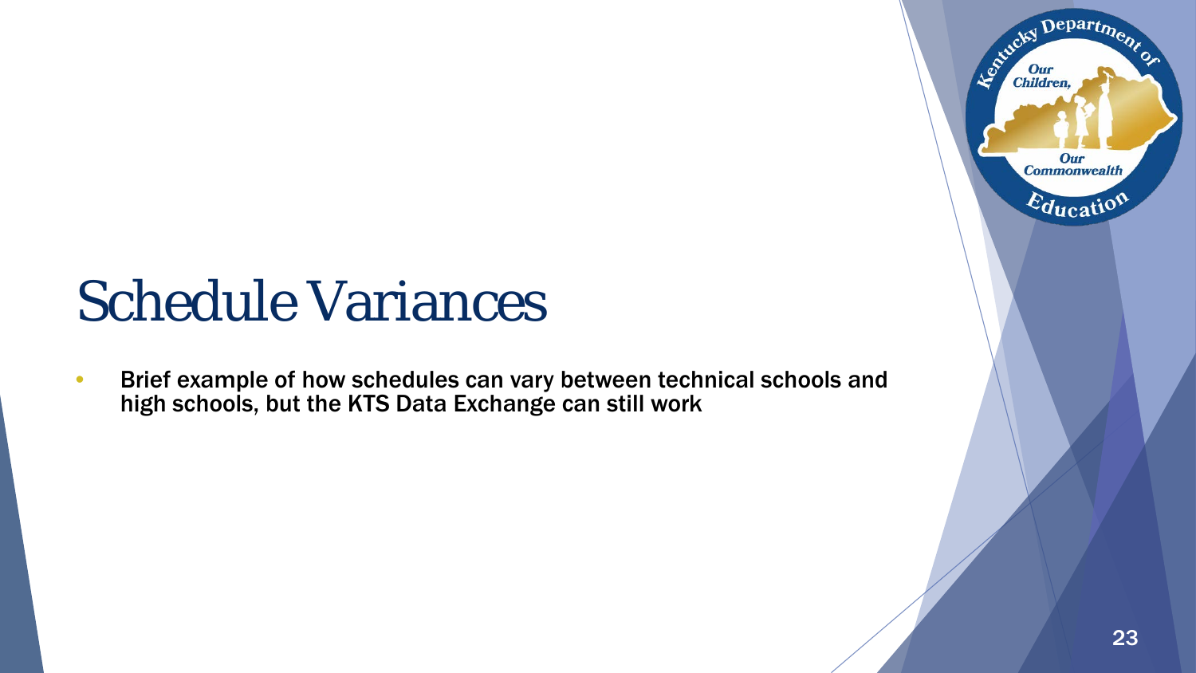# Schedule Variances

- Brief example of how schedules can vary between technical schools and high schools, but the KTS Data Exchange can still work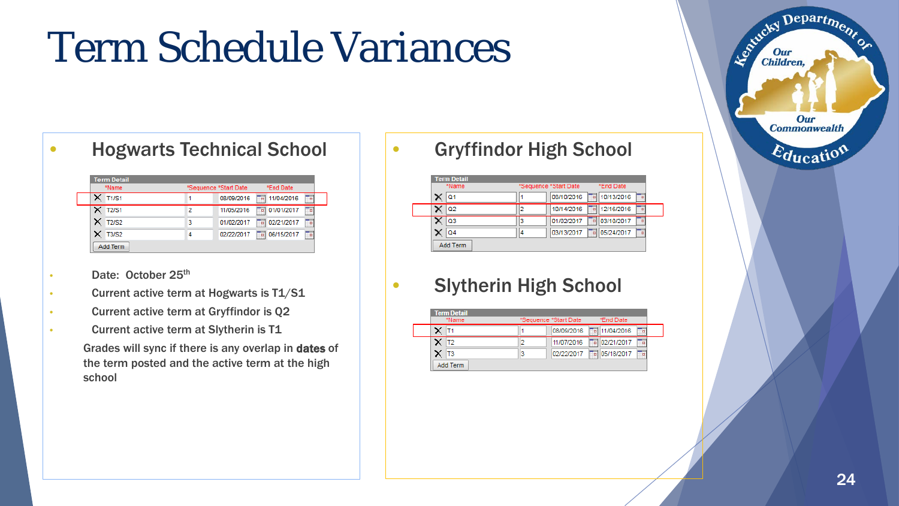# Term Schedule Variances

## Hogwarts Technical School

**Term Detail**

| *Name | *Sequence | *Start Date | *End Date |
|---|---|---|---|
| T1/S1 | 1 | 08/09/2016 | 11/04/2016 |
| T2/S1 | 2 | 11/05/2016 | 01/01/2017 |
| T2/S2 | 3 | 01/02/2017 | 02/21/2017 |
| T3/S2 | 4 | 02/22/2017 | 06/15/2017 |

- Date: October 25th
- Current active term at Hogwarts is T1/S1
- Current active term at Gryffindor is Q2
- Current active term at Slytherin is T1

Grades will sync if there is any overlap in **dates** of the term posted and the active term at the high school

## Gryffindor High School

**Term Detail**

| *Name | *Sequence | *Start Date | *End Date |
|---|---|---|---|
| Q1 | 1 | 08/10/2016 | 10/13/2016 |
| Q2 | 2 | 10/14/2016 | 12/16/2016 |
| Q3 | 3 | 01/02/2017 | 03/10/2017 |
| Q4 | 4 | 03/13/2017 | 05/24/2017 |

## Slytherin High School

**Term Detail**

| *Name | *Sequence | *Start Date | *End Date |
|---|---|---|---|
| T1 | 1 | 08/09/2016 | 11/04/2016 |
| T2 | 2 | 11/07/2016 | 02/21/2017 |
| T3 | 3 | 02/22/2017 | 05/18/2017 |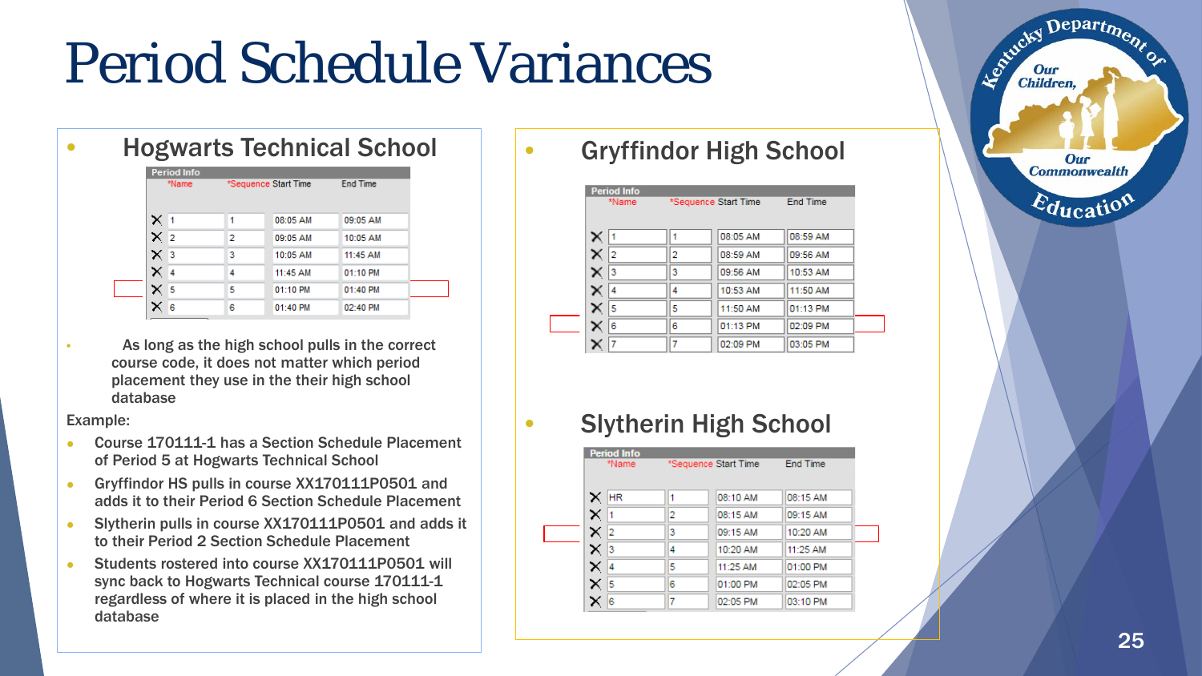# Period Schedule Variances

## Hogwarts Technical School

**Period Info**

| *Name | *Sequence | Start Time | End Time |
|---|---|---|---|
| 1 | 1 | 08:05 AM | 09:05 AM |
| 2 | 2 | 09:05 AM | 10:05 AM |
| 3 | 3 | 10:05 AM | 11:45 AM |
| 4 | 4 | 11:45 AM | 01:10 PM |
| 5 | 5 | 01:10 PM | 01:40 PM |
| 6 | 6 | 01:40 PM | 02:40 PM |

- As long as the high school pulls in the correct course code, it does not matter which period placement they use in the their high school database

Example:

- Course 170111-1 has a Section Schedule Placement of Period 5 at Hogwarts Technical School
- Gryffindor HS pulls in course XX170111P0501 and adds it to their Period 6 Section Schedule Placement
- Slytherin pulls in course XX170111P0501 and adds it to their Period 2 Section Schedule Placement
- Students rostered into course XX170111P0501 will sync back to Hogwarts Technical course 170111-1 regardless of where it is placed in the high school database

## Gryffindor High School

**Period Info**

| *Name | *Sequence | Start Time | End Time |
|---|---|---|---|
| 1 | 1 | 08:05 AM | 08:59 AM |
| 2 | 2 | 08:59 AM | 09:56 AM |
| 3 | 3 | 09:56 AM | 10:53 AM |
| 4 | 4 | 10:53 AM | 11:50 AM |
| 5 | 5 | 11:50 AM | 01:13 PM |
| 6 | 6 | 01:13 PM | 02:09 PM |
| 7 | 7 | 02:09 PM | 03:05 PM |

## Slytherin High School

**Period Info**

| *Name | *Sequence | Start Time | End Time |
|---|---|---|---|
| HR | 1 | 08:10 AM | 08:15 AM |
| 1 | 2 | 08:15 AM | 09:15 AM |
| 2 | 3 | 09:15 AM | 10:20 AM |
| 3 | 4 | 10:20 AM | 11:25 AM |
| 4 | 5 | 11:25 AM | 01:00 PM |
| 5 | 6 | 01:00 PM | 02:05 PM |
| 6 | 7 | 02:05 PM | 03:10 PM |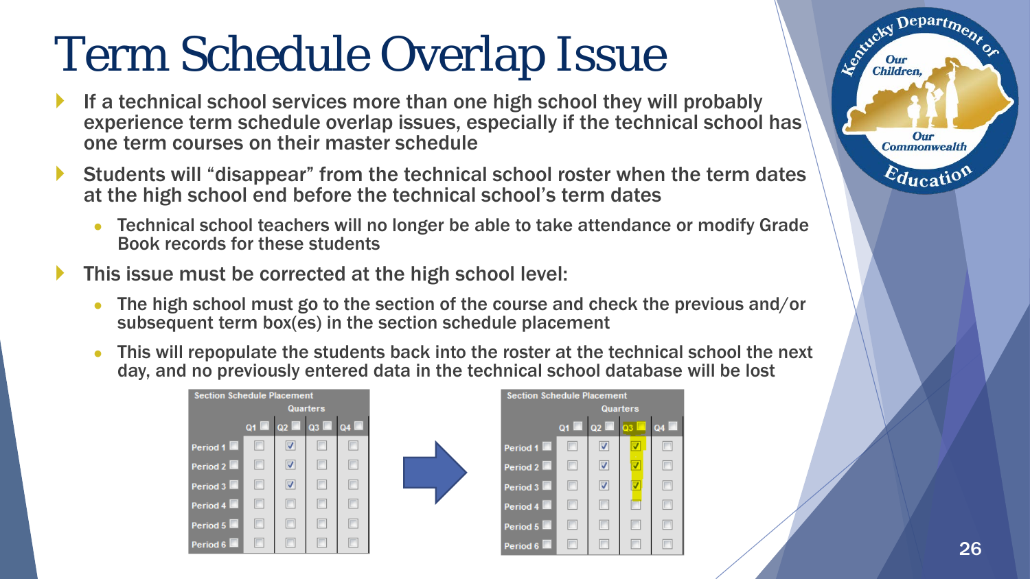# Term Schedule Overlap Issue

- If a technical school services more than one high school they will probably experience term schedule overlap issues, especially if the technical school has one term courses on their master schedule
- Students will "disappear" from the technical school roster when the term dates at the high school end before the technical school's term dates
  - Technical school teachers will no longer be able to take attendance or modify Grade Book records for these students
- This issue must be corrected at the high school level:
  - The high school must go to the section of the course and check the previous and/or subsequent term box(es) in the section schedule placement
  - This will repopulate the students back into the roster at the technical school the next day, and no previously entered data in the technical school database will be lost

**Before:**

| Section Schedule Placement | Quarters | | | |
|---|---|---|---|---|
| | Q1 | Q2 | Q3 | Q4 |
| Period 1 | ☐ | ☑ | ☐ | ☐ |
| Period 2 | ☐ | ☑ | ☐ | ☐ |
| Period 3 | ☐ | ☑ | ☐ | ☐ |
| Period 4 | ☐ | ☐ | ☐ | ☐ |
| Period 5 | ☐ | ☐ | ☐ | ☐ |
| Period 6 | ☐ | ☐ | ☐ | ☐ |

**After:**

| Section Schedule Placement | Quarters | | | |
|---|---|---|---|---|
| | Q1 | Q2 | Q3 | Q4 |
| Period 1 | ☐ | ☑ | ☑ | ☐ |
| Period 2 | ☐ | ☑ | ☑ | ☐ |
| Period 3 | ☐ | ☑ | ☑ | ☐ |
| Period 4 | ☐ | ☐ | ☐ | ☐ |
| Period 5 | ☐ | ☐ | ☐ | ☐ |
| Period 6 | ☐ | ☐ | ☐ | ☐ |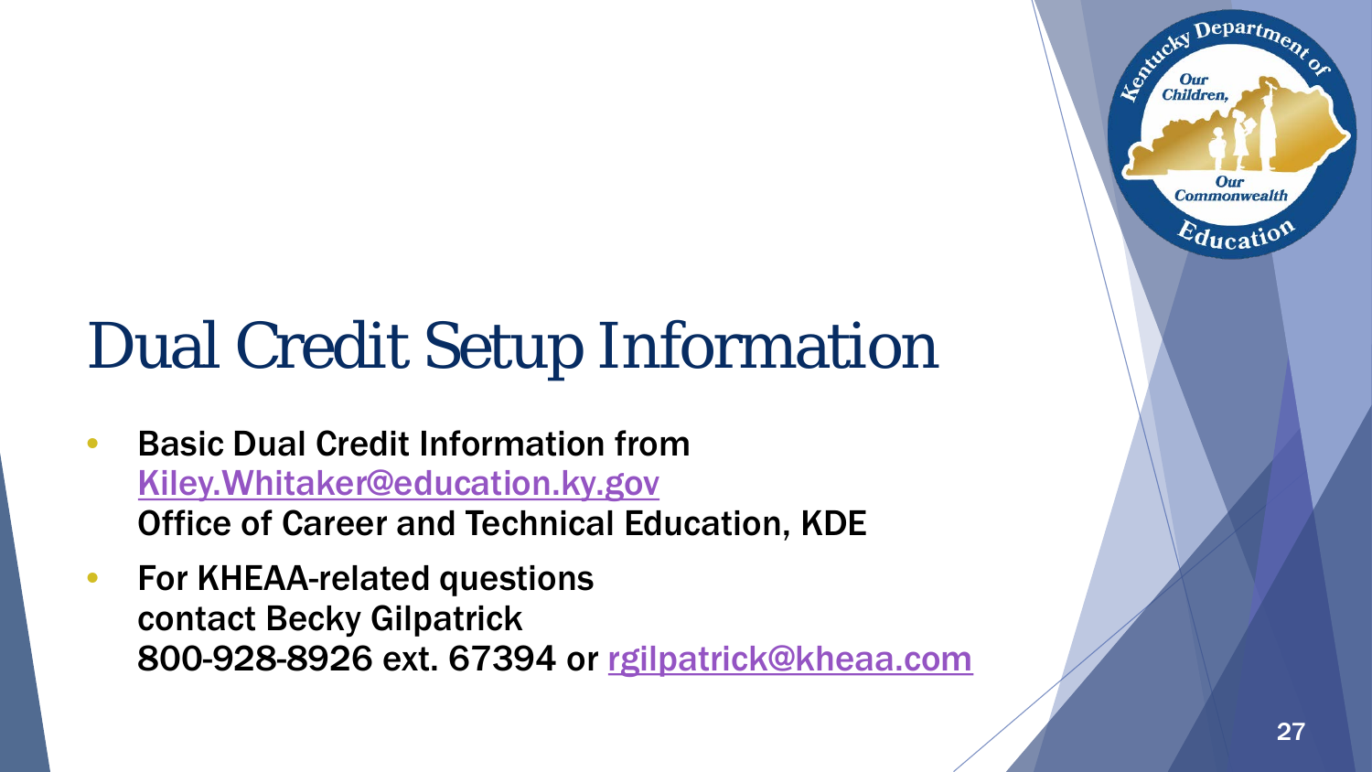# Dual Credit Setup Information

- Basic Dual Credit Information from
  Kiley.Whitaker@education.ky.gov
  Office of Career and Technical Education, KDE
- For KHEAA-related questions
  contact Becky Gilpatrick
  800-928-8926 ext. 67394 or rgilpatrick@kheaa.com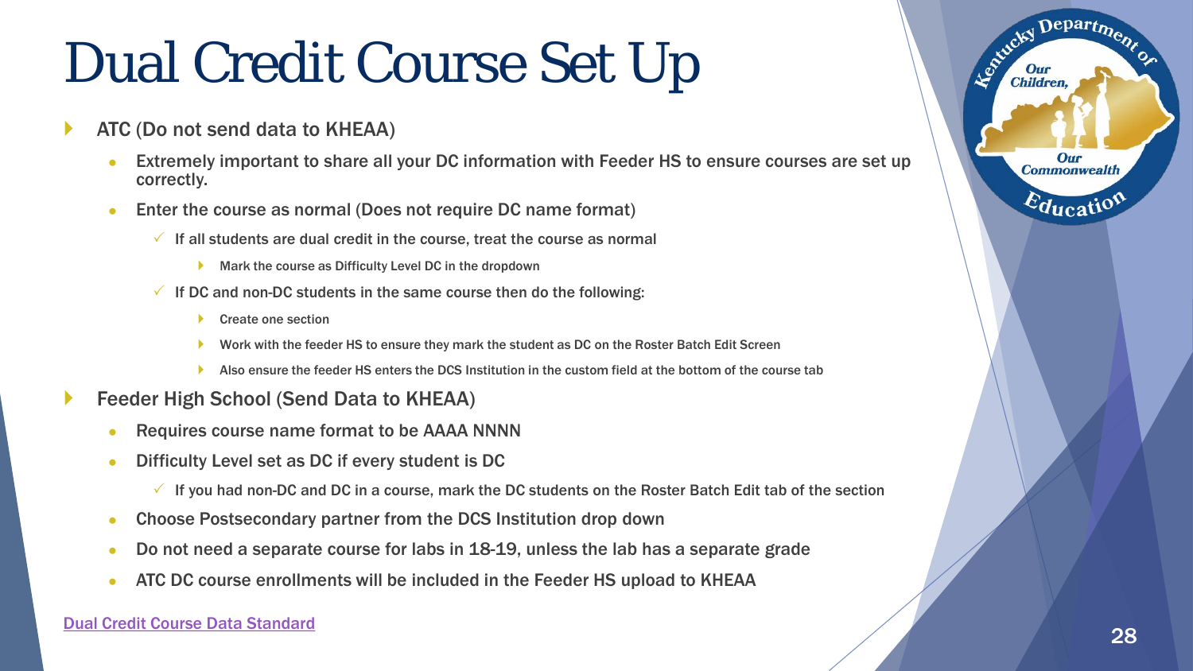# Dual Credit Course Set Up

- ATC (Do not send data to KHEAA)
  - Extremely important to share all your DC information with Feeder HS to ensure courses are set up correctly.
  - Enter the course as normal (Does not require DC name format)
    - If all students are dual credit in the course, treat the course as normal
      - Mark the course as Difficulty Level DC in the dropdown
    - If DC and non-DC students in the same course then do the following:
      - Create one section
      - Work with the feeder HS to ensure they mark the student as DC on the Roster Batch Edit Screen
      - Also ensure the feeder HS enters the DCS Institution in the custom field at the bottom of the course tab
- Feeder High School (Send Data to KHEAA)
  - Requires course name format to be AAAA NNNN
  - Difficulty Level set as DC if every student is DC
    - If you had non-DC and DC in a course, mark the DC students on the Roster Batch Edit tab of the section
  - Choose Postsecondary partner from the DCS Institution drop down
  - Do not need a separate course for labs in 18-19, unless the lab has a separate grade
  - ATC DC course enrollments will be included in the Feeder HS upload to KHEAA

Dual Credit Course Data Standard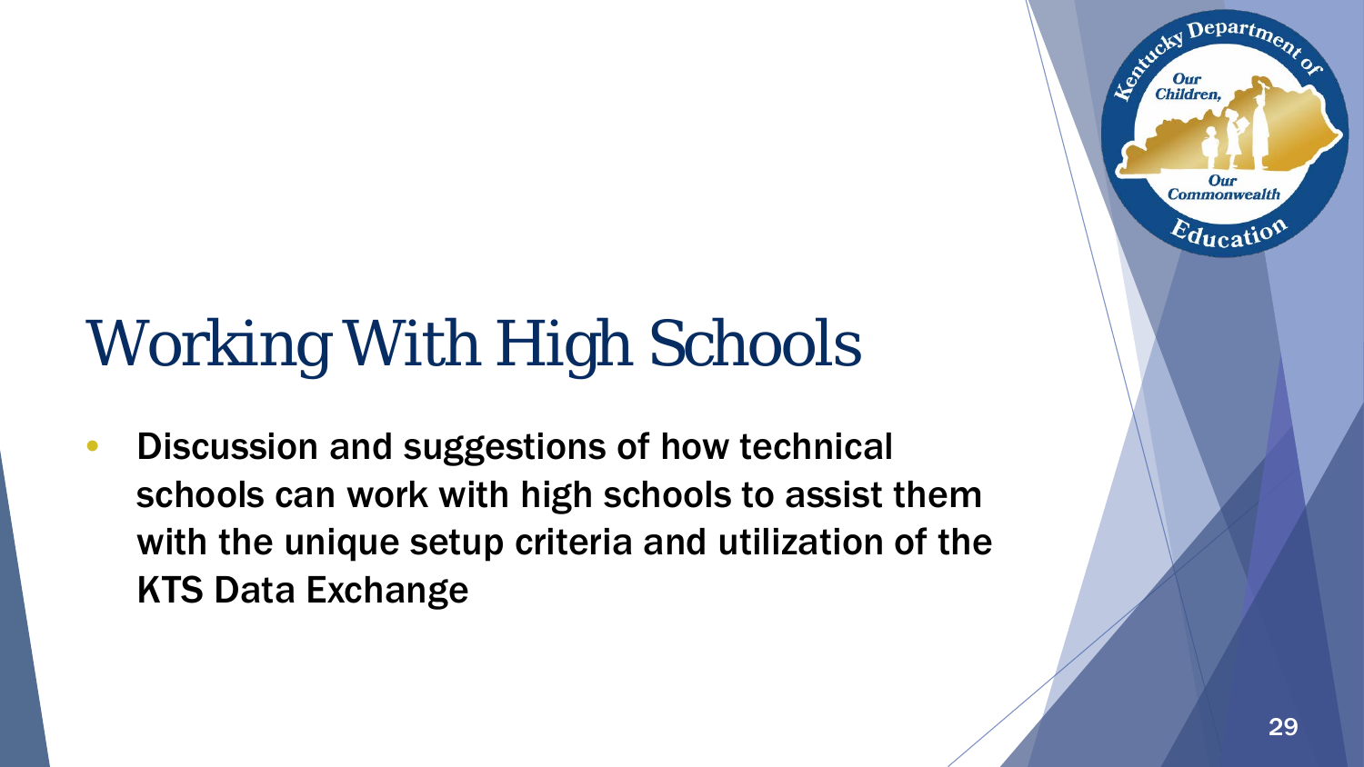# Working With High Schools

- Discussion and suggestions of how technical schools can work with high schools to assist them with the unique setup criteria and utilization of the KTS Data Exchange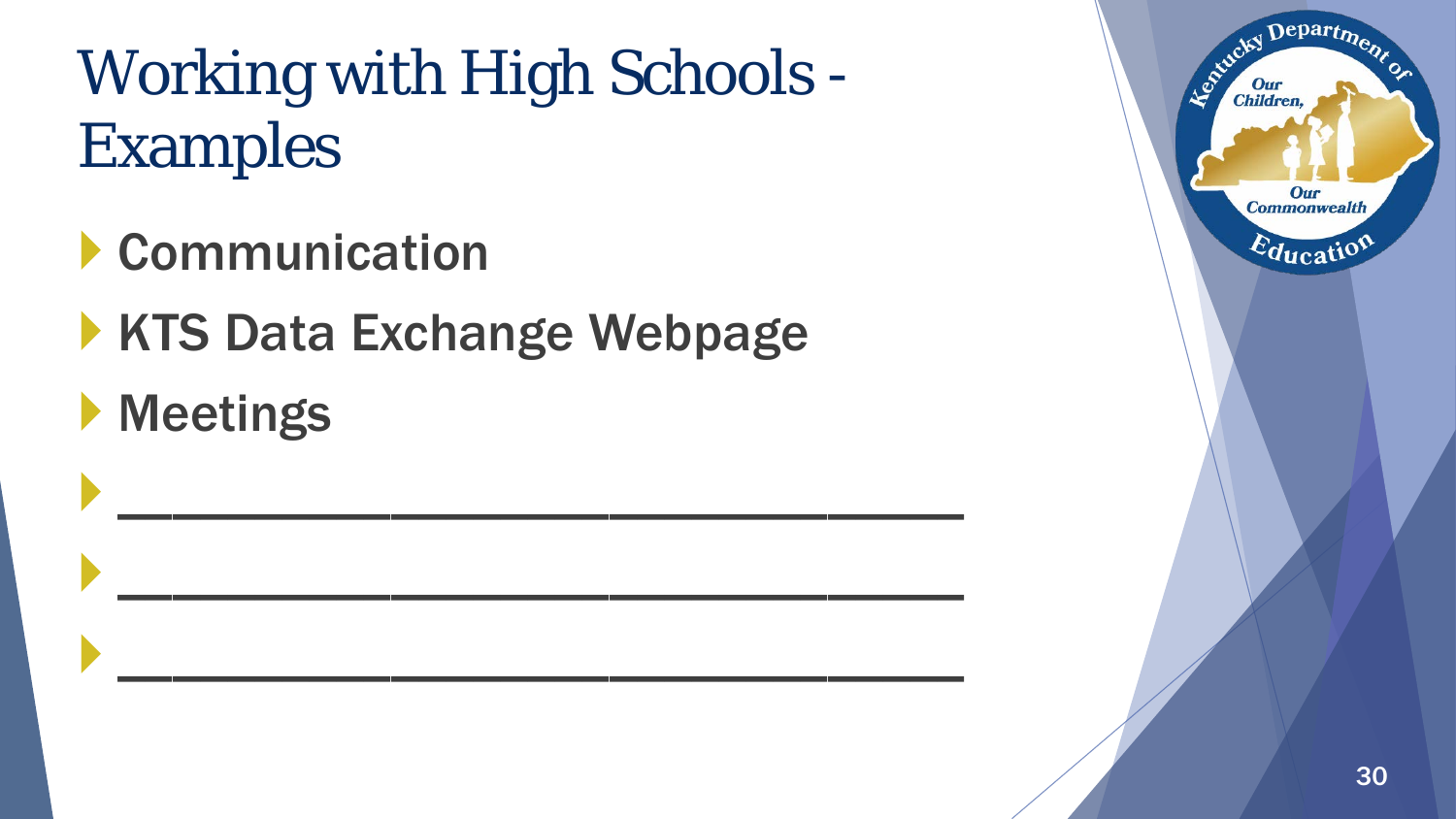# Working with High Schools - Examples

- Communication
- KTS Data Exchange Webpage
- Meetings
- ___________________________
- ___________________________
- ___________________________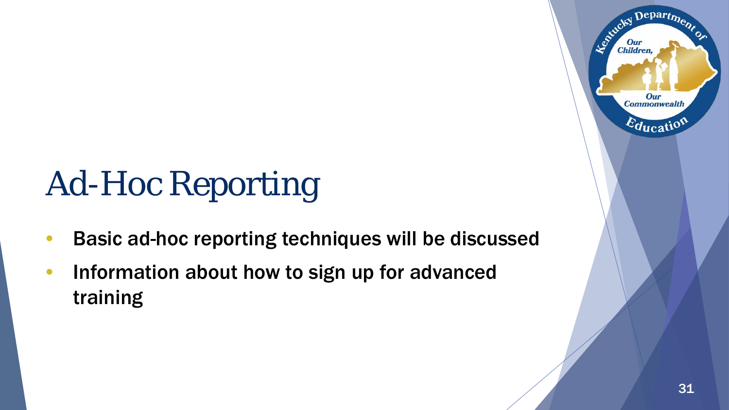# Ad-Hoc Reporting

- **Basic ad-hoc reporting techniques will be discussed**
- **Information about how to sign up for advanced training**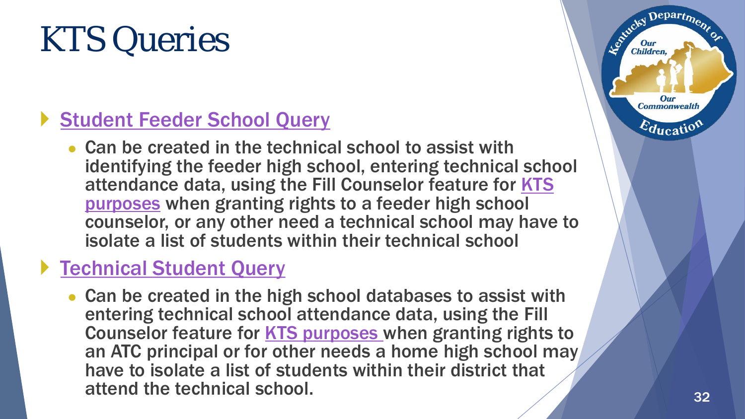# KTS Queries

- Student Feeder School Query
  - Can be created in the technical school to assist with identifying the feeder high school, entering technical school attendance data, using the Fill Counselor feature for KTS purposes when granting rights to a feeder high school counselor, or any other need a technical school may have to isolate a list of students within their technical school
- Technical Student Query
  - Can be created in the high school databases to assist with entering technical school attendance data, using the Fill Counselor feature for KTS purposes when granting rights to an ATC principal or for other needs a home high school may have to isolate a list of students within their district that attend the technical school.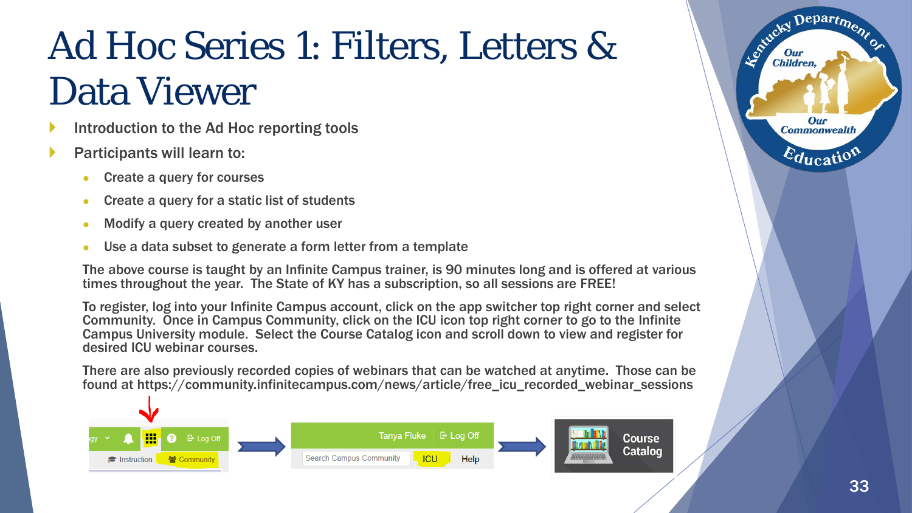# Ad Hoc Series 1: Filters, Letters & Data Viewer

- Introduction to the Ad Hoc reporting tools
- Participants will learn to:
  - Create a query for courses
  - Create a query for a static list of students
  - Modify a query created by another user
  - Use a data subset to generate a form letter from a template

The above course is taught by an Infinite Campus trainer, is 90 minutes long and is offered at various times throughout the year. The State of KY has a subscription, so all sessions are FREE!

To register, log into your Infinite Campus account, click on the app switcher top right corner and select Community. Once in Campus Community, click on the ICU icon top right corner to go to the Infinite Campus University module. Select the Course Catalog icon and scroll down to view and register for desired ICU webinar courses.

There are also previously recorded copies of webinars that can be watched at anytime. Those can be found at https://community.infinitecampus.com/news/article/free_icu_recorded_webinar_sessions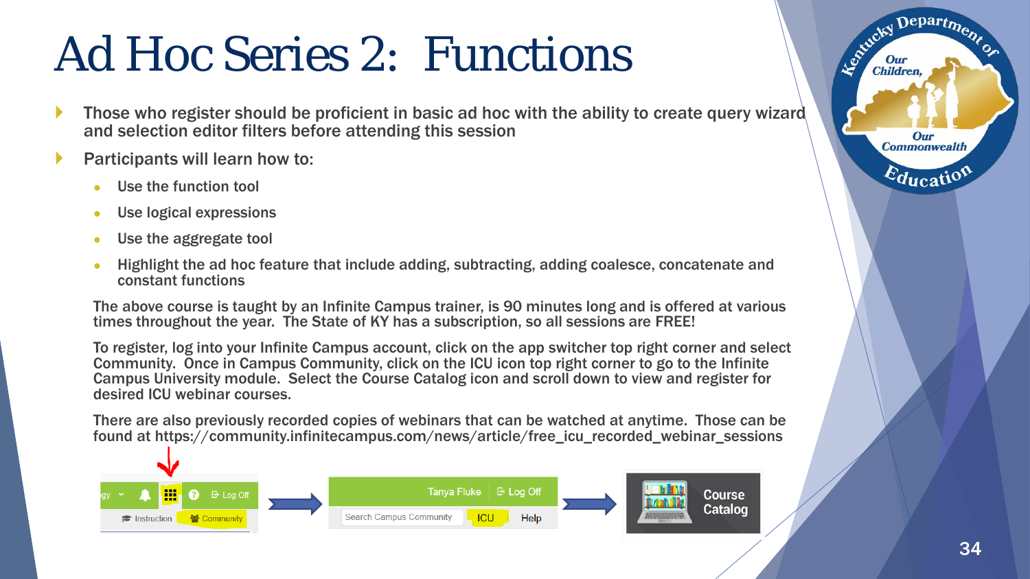# Ad Hoc Series 2: Functions

- Those who register should be proficient in basic ad hoc with the ability to create query wizard and selection editor filters before attending this session
- Participants will learn how to:
  - Use the function tool
  - Use logical expressions
  - Use the aggregate tool
  - Highlight the ad hoc feature that include adding, subtracting, adding coalesce, concatenate and constant functions

The above course is taught by an Infinite Campus trainer, is 90 minutes long and is offered at various times throughout the year. The State of KY has a subscription, so all sessions are FREE!

To register, log into your Infinite Campus account, click on the app switcher top right corner and select Community. Once in Campus Community, click on the ICU icon top right corner to go to the Infinite Campus University module. Select the Course Catalog icon and scroll down to view and register for desired ICU webinar courses.

There are also previously recorded copies of webinars that can be watched at anytime. Those can be found at https://community.infinitecampus.com/news/article/free_icu_recorded_webinar_sessions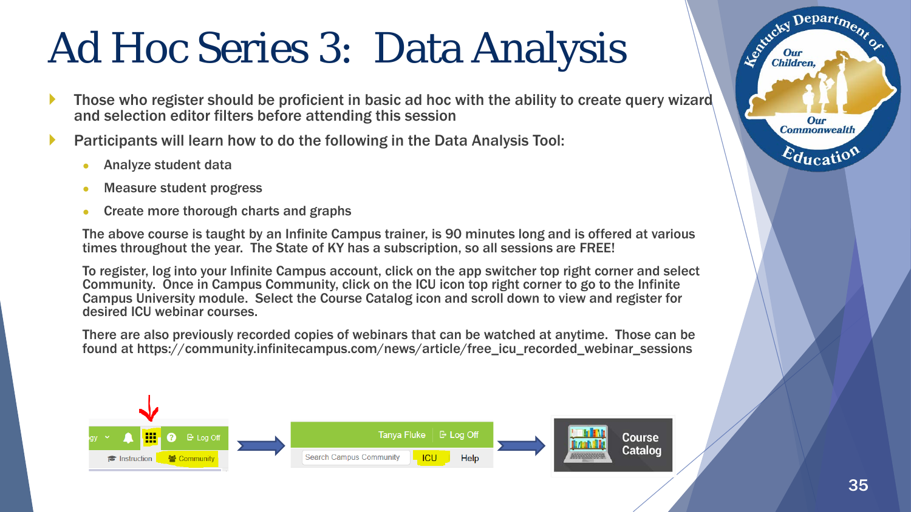# Ad Hoc Series 3: Data Analysis

- Those who register should be proficient in basic ad hoc with the ability to create query wizard and selection editor filters before attending this session
- Participants will learn how to do the following in the Data Analysis Tool:
  - Analyze student data
  - Measure student progress
  - Create more thorough charts and graphs

The above course is taught by an Infinite Campus trainer, is 90 minutes long and is offered at various times throughout the year. The State of KY has a subscription, so all sessions are FREE!

To register, log into your Infinite Campus account, click on the app switcher top right corner and select Community. Once in Campus Community, click on the ICU icon top right corner to go to the Infinite Campus University module. Select the Course Catalog icon and scroll down to view and register for desired ICU webinar courses.

There are also previously recorded copies of webinars that can be watched at anytime. Those can be found at https://community.infinitecampus.com/news/article/free_icu_recorded_webinar_sessions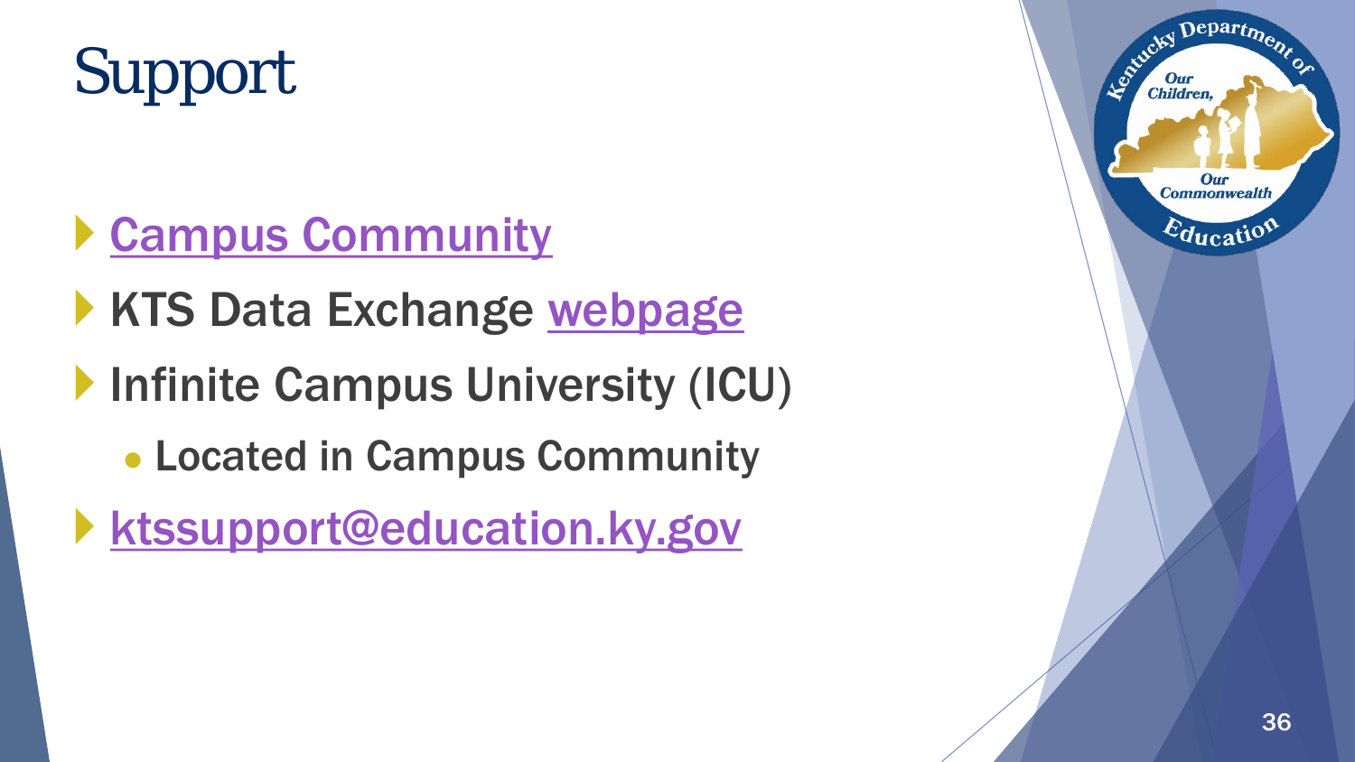# Support

- Campus Community
- KTS Data Exchange webpage
- Infinite Campus University (ICU)
  - Located in Campus Community
- ktssupport@education.ky.gov